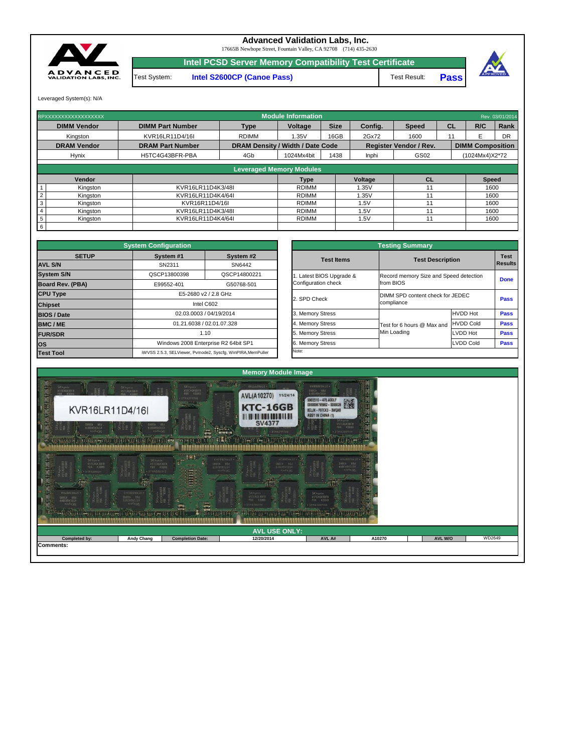# Advanced Validation Labs, Inc.

17665B Newhope Street, Fountain Valley, CA 92708 (714) 435-2630

## Intel PCSD Server Memory Compatibility Test Certificate

Test System: **Intel S2600CP (Canoe Pass)** | Test Result: **Pass**

Leveraged System(s): N/A

## Module Information

RPXXXXXXXXXXXXXXXXXX — Rev. 03/01/2014

| DIMM Vendor | DIMM Part Number | Type | Voltage | Size | Config. | Speed | CL | R/C | Rank |
|---|---|---|---|---|---|---|---|---|---|
| Kingston | KVR16LR11D4/16I | RDIMM | 1.35V | 16GB | 2Gx72 | 1600 | 11 | E | DR |

| DRAM Vendor | DRAM Part Number | DRAM Density / Width / Date Code | | | Register Vendor / Rev. | | DIMM Composition |
|---|---|---|---|---|---|---|---|
| Hynix | H5TC4G43BFR-PBA | 4Gb | 1024Mx4bit | 1438 | Inphi | GS02 | (1024Mx4)X2*72 |

## Leveraged Memory Modules

| | Vendor | | Type | Voltage | CL | Speed |
|---|---|---|---|---|---|---|
| 1 | Kingston | KVR16LR11D4K3/48I | RDIMM | 1.35V | 11 | 1600 |
| 2 | Kingston | KVR16LR11D4K4/64I | RDIMM | 1.35V | 11 | 1600 |
| 3 | Kingston | KVR16R11D4/16I | RDIMM | 1.5V | 11 | 1600 |
| 4 | Kingston | KVR16LR11D4K3/48I | RDIMM | 1.5V | 11 | 1600 |
| 5 | Kingston | KVR16LR11D4K4/64I | RDIMM | 1.5V | 11 | 1600 |
| 6 | | | | | | |

## System Configuration

| SETUP | System #1 | System #2 |
|---|---|---|
| AVL S/N | SN2311 | SN6442 |
| System S/N | QSCP13800398 | QSCP14800221 |
| Board Rev. (PBA) | E99552-401 | G50768-501 |
| CPU Type | E5-2680 v2 / 2.8 GHz | |
| Chipset | Intel C602 | |
| BIOS / Date | 02.03.0003 / 04/19/2014 | |
| BMC / ME | 01.21.6038 / 02.01.07.328 | |
| FUR/SDR | 1.10 | |
| OS | Windows 2008 Enterprise R2 64bit SP1 | |
| Test Tool | iWVSS 2.5.3, SELViewer, Pvmode2, Syscfg, WinPIRA,MemPuller | |

## Testing Summary

| Test Items | Test Description | | Test Results |
|---|---|---|---|
| 1. Latest BIOS Upgrade & Configuration check | Record memory Size and Speed detection from BIOS | | Done |
| 2. SPD Check | DIMM SPD content check for JEDEC compliance | | Pass |
| 3. Memory Stress | Test for 6 hours @ Max and Min Loading | HVDD Hot | Pass |
| 4. Memory Stress | | HVDD Cold | Pass |
| 5. Memory Stress | | LVDD Hot | Pass |
| 6. Memory Stress | | LVDD Cold | Pass |

Note:

## Memory Module Image

## AVL USE ONLY:

| Completed by: | Andy Chang | Completion Date: | 12/20/2014 | AVL A# | A10270 | AVL W/O | WD2649 |
|---|---|---|---|---|---|---|---|

Comments: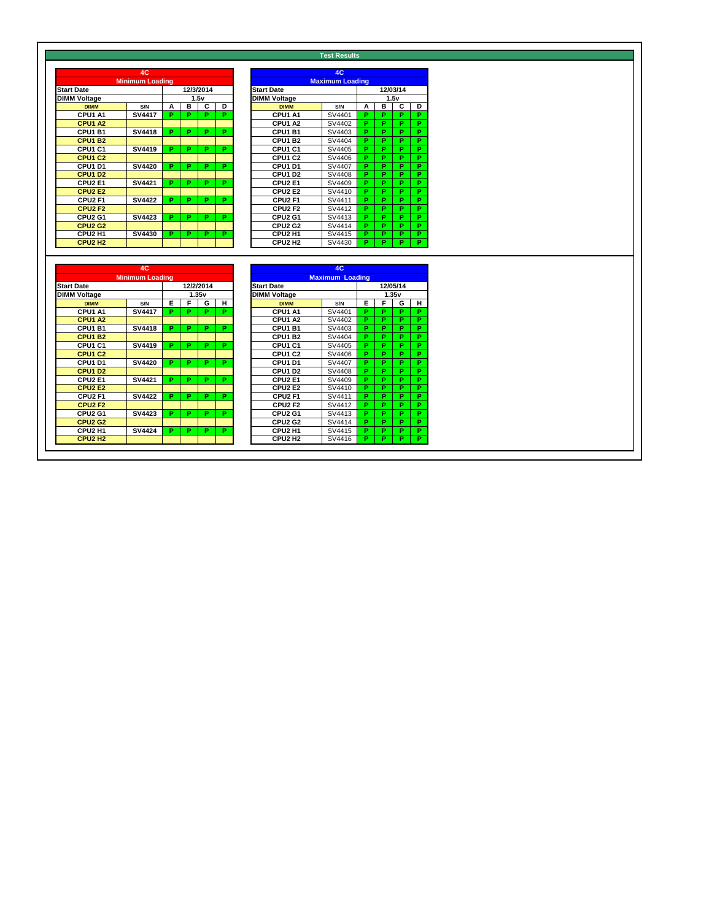## Test Results

| 4C Minimum Loading | | | | | |
|---|---|---|---|---|---|
| Start Date | | 12/3/2014 | | | |
| DIMM Voltage | | 1.5v | | | |
| DIMM | S/N | A | B | C | D |
| CPU1 A1 | SV4417 | P | P | P | P |
| CPU1 A2 | | | | | |
| CPU1 B1 | SV4418 | P | P | P | P |
| CPU1 B2 | | | | | |
| CPU1 C1 | SV4419 | P | P | P | P |
| CPU1 C2 | | | | | |
| CPU1 D1 | SV4420 | P | P | P | P |
| CPU1 D2 | | | | | |
| CPU2 E1 | SV4421 | P | P | P | P |
| CPU2 E2 | | | | | |
| CPU2 F1 | SV4422 | P | P | P | P |
| CPU2 F2 | | | | | |
| CPU2 G1 | SV4423 | P | P | P | P |
| CPU2 G2 | | | | | |
| CPU2 H1 | SV4430 | P | P | P | P |
| CPU2 H2 | | | | | |

| 4C Maximum Loading | | | | | |
|---|---|---|---|---|---|
| Start Date | | 12/03/14 | | | |
| DIMM Voltage | | 1.5v | | | |
| DIMM | S/N | A | B | C | D |
| CPU1 A1 | SV4401 | P | P | P | P |
| CPU1 A2 | SV4402 | P | P | P | P |
| CPU1 B1 | SV4403 | P | P | P | P |
| CPU1 B2 | SV4404 | P | P | P | P |
| CPU1 C1 | SV4405 | P | P | P | P |
| CPU1 C2 | SV4406 | P | P | P | P |
| CPU1 D1 | SV4407 | P | P | P | P |
| CPU1 D2 | SV4408 | P | P | P | P |
| CPU2 E1 | SV4409 | P | P | P | P |
| CPU2 E2 | SV4410 | P | P | P | P |
| CPU2 F1 | SV4411 | P | P | P | P |
| CPU2 F2 | SV4412 | P | P | P | P |
| CPU2 G1 | SV4413 | P | P | P | P |
| CPU2 G2 | SV4414 | P | P | P | P |
| CPU2 H1 | SV4415 | P | P | P | P |
| CPU2 H2 | SV4430 | P | P | P | P |

| 4C Minimum Loading | | | | | |
|---|---|---|---|---|---|
| Start Date | | 12/2/2014 | | | |
| DIMM Voltage | | 1.35v | | | |
| DIMM | S/N | E | F | G | H |
| CPU1 A1 | SV4417 | P | P | P | P |
| CPU1 A2 | | | | | |
| CPU1 B1 | SV4418 | P | P | P | P |
| CPU1 B2 | | | | | |
| CPU1 C1 | SV4419 | P | P | P | P |
| CPU1 C2 | | | | | |
| CPU1 D1 | SV4420 | P | P | P | P |
| CPU1 D2 | | | | | |
| CPU2 E1 | SV4421 | P | P | P | P |
| CPU2 E2 | | | | | |
| CPU2 F1 | SV4422 | P | P | P | P |
| CPU2 F2 | | | | | |
| CPU2 G1 | SV4423 | P | P | P | P |
| CPU2 G2 | | | | | |
| CPU2 H1 | SV4424 | P | P | P | P |
| CPU2 H2 | | | | | |

| 4C Maximum Loading | | | | | |
|---|---|---|---|---|---|
| Start Date | | 12/05/14 | | | |
| DIMM Voltage | | 1.35v | | | |
| DIMM | S/N | E | F | G | H |
| CPU1 A1 | SV4401 | P | P | P | P |
| CPU1 A2 | SV4402 | P | P | P | P |
| CPU1 B1 | SV4403 | P | P | P | P |
| CPU1 B2 | SV4404 | P | P | P | P |
| CPU1 C1 | SV4405 | P | P | P | P |
| CPU1 C2 | SV4406 | P | P | P | P |
| CPU1 D1 | SV4407 | P | P | P | P |
| CPU1 D2 | SV4408 | P | P | P | P |
| CPU2 E1 | SV4409 | P | P | P | P |
| CPU2 E2 | SV4410 | P | P | P | P |
| CPU2 F1 | SV4411 | P | P | P | P |
| CPU2 F2 | SV4412 | P | P | P | P |
| CPU2 G1 | SV4413 | P | P | P | P |
| CPU2 G2 | SV4414 | P | P | P | P |
| CPU2 H1 | SV4415 | P | P | P | P |
| CPU2 H2 | SV4416 | P | P | P | P |